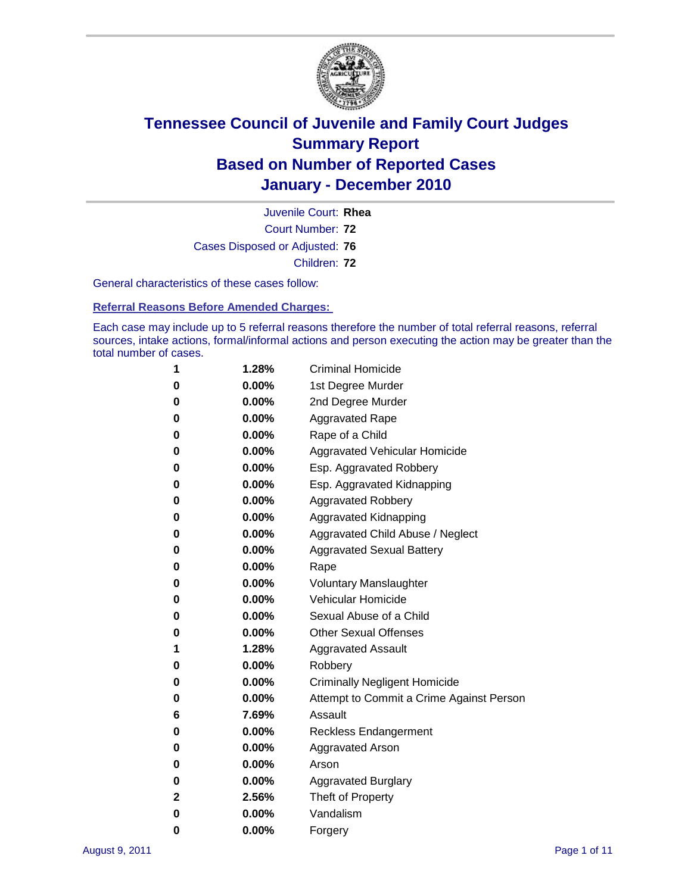# Tennessee Council of Juvenile and Family Court Judges
## Summary Report
## Based on Number of Reported Cases
## January - December 2010

Juvenile Court: **Rhea**

Court Number: **72**

Cases Disposed or Adjusted: **76**

Children: **72**

General characteristics of these cases follow:

### Referral Reasons Before Amended Charges:

Each case may include up to 5 referral reasons therefore the number of total referral reasons, referral sources, intake actions, formal/informal actions and person executing the action may be greater than the total number of cases.

| | | |
|---|---|---|
| 1 | 1.28% | Criminal Homicide |
| 0 | 0.00% | 1st Degree Murder |
| 0 | 0.00% | 2nd Degree Murder |
| 0 | 0.00% | Aggravated Rape |
| 0 | 0.00% | Rape of a Child |
| 0 | 0.00% | Aggravated Vehicular Homicide |
| 0 | 0.00% | Esp. Aggravated Robbery |
| 0 | 0.00% | Esp. Aggravated Kidnapping |
| 0 | 0.00% | Aggravated Robbery |
| 0 | 0.00% | Aggravated Kidnapping |
| 0 | 0.00% | Aggravated Child Abuse / Neglect |
| 0 | 0.00% | Aggravated Sexual Battery |
| 0 | 0.00% | Rape |
| 0 | 0.00% | Voluntary Manslaughter |
| 0 | 0.00% | Vehicular Homicide |
| 0 | 0.00% | Sexual Abuse of a Child |
| 0 | 0.00% | Other Sexual Offenses |
| 1 | 1.28% | Aggravated Assault |
| 0 | 0.00% | Robbery |
| 0 | 0.00% | Criminally Negligent Homicide |
| 0 | 0.00% | Attempt to Commit a Crime Against Person |
| 6 | 7.69% | Assault |
| 0 | 0.00% | Reckless Endangerment |
| 0 | 0.00% | Aggravated Arson |
| 0 | 0.00% | Arson |
| 0 | 0.00% | Aggravated Burglary |
| 2 | 2.56% | Theft of Property |
| 0 | 0.00% | Vandalism |
| 0 | 0.00% | Forgery |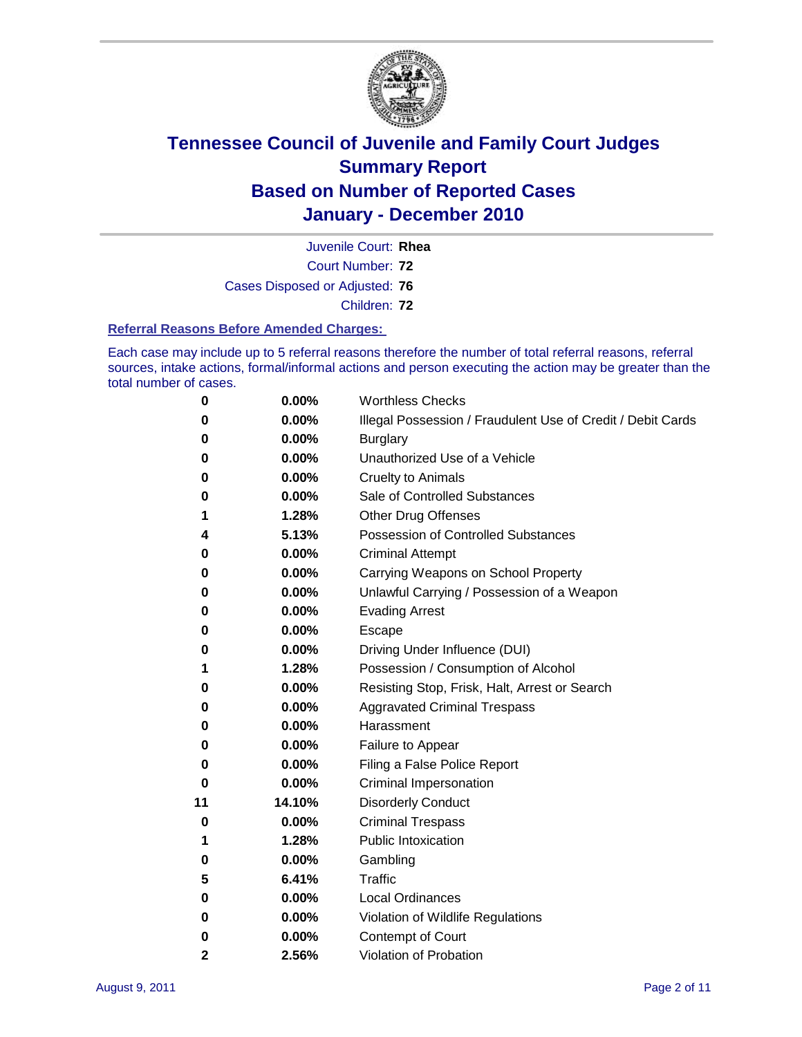# Tennessee Council of Juvenile and Family Court Judges
## Summary Report
## Based on Number of Reported Cases
## January - December 2010

Juvenile Court: **Rhea**

Court Number: **72**

Cases Disposed or Adjusted: **76**

Children: **72**

### Referral Reasons Before Amended Charges:

Each case may include up to 5 referral reasons therefore the number of total referral reasons, referral sources, intake actions, formal/informal actions and person executing the action may be greater than the total number of cases.

| Count | Percent | Referral Reason |
|---|---|---|
| 0 | 0.00% | Worthless Checks |
| 0 | 0.00% | Illegal Possession / Fraudulent Use of Credit / Debit Cards |
| 0 | 0.00% | Burglary |
| 0 | 0.00% | Unauthorized Use of a Vehicle |
| 0 | 0.00% | Cruelty to Animals |
| 0 | 0.00% | Sale of Controlled Substances |
| 1 | 1.28% | Other Drug Offenses |
| 4 | 5.13% | Possession of Controlled Substances |
| 0 | 0.00% | Criminal Attempt |
| 0 | 0.00% | Carrying Weapons on School Property |
| 0 | 0.00% | Unlawful Carrying / Possession of a Weapon |
| 0 | 0.00% | Evading Arrest |
| 0 | 0.00% | Escape |
| 0 | 0.00% | Driving Under Influence (DUI) |
| 1 | 1.28% | Possession / Consumption of Alcohol |
| 0 | 0.00% | Resisting Stop, Frisk, Halt, Arrest or Search |
| 0 | 0.00% | Aggravated Criminal Trespass |
| 0 | 0.00% | Harassment |
| 0 | 0.00% | Failure to Appear |
| 0 | 0.00% | Filing a False Police Report |
| 0 | 0.00% | Criminal Impersonation |
| 11 | 14.10% | Disorderly Conduct |
| 0 | 0.00% | Criminal Trespass |
| 1 | 1.28% | Public Intoxication |
| 0 | 0.00% | Gambling |
| 5 | 6.41% | Traffic |
| 0 | 0.00% | Local Ordinances |
| 0 | 0.00% | Violation of Wildlife Regulations |
| 0 | 0.00% | Contempt of Court |
| 2 | 2.56% | Violation of Probation |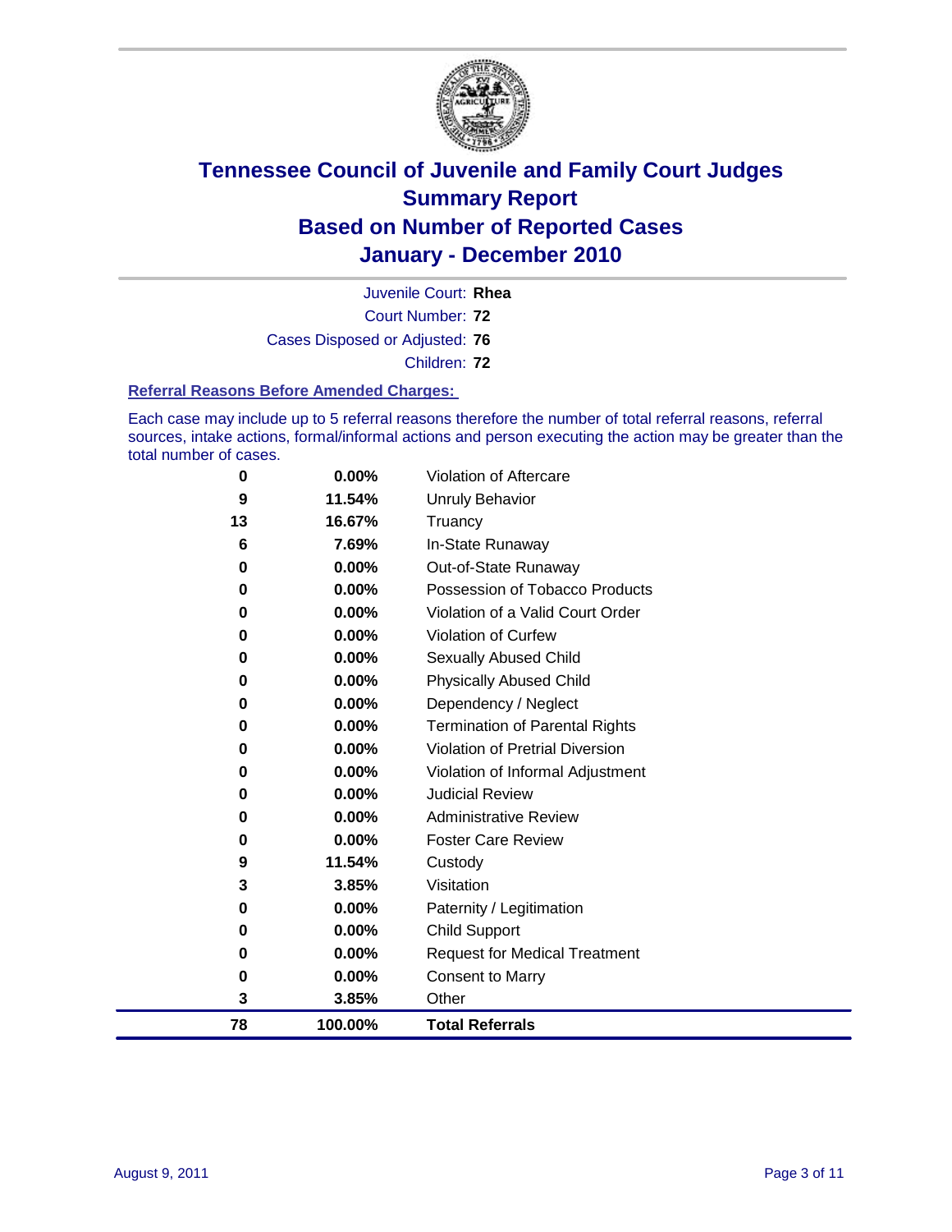# Tennessee Council of Juvenile and Family Court Judges
## Summary Report
## Based on Number of Reported Cases
## January - December 2010

Juvenile Court: **Rhea**
Court Number: **72**
Cases Disposed or Adjusted: **76**
Children: **72**

### Referral Reasons Before Amended Charges:

Each case may include up to 5 referral reasons therefore the number of total referral reasons, referral sources, intake actions, formal/informal actions and person executing the action may be greater than the total number of cases.

| Count | Percent | Referral Reason |
|---|---|---|
| 0 | 0.00% | Violation of Aftercare |
| 9 | 11.54% | Unruly Behavior |
| 13 | 16.67% | Truancy |
| 6 | 7.69% | In-State Runaway |
| 0 | 0.00% | Out-of-State Runaway |
| 0 | 0.00% | Possession of Tobacco Products |
| 0 | 0.00% | Violation of a Valid Court Order |
| 0 | 0.00% | Violation of Curfew |
| 0 | 0.00% | Sexually Abused Child |
| 0 | 0.00% | Physically Abused Child |
| 0 | 0.00% | Dependency / Neglect |
| 0 | 0.00% | Termination of Parental Rights |
| 0 | 0.00% | Violation of Pretrial Diversion |
| 0 | 0.00% | Violation of Informal Adjustment |
| 0 | 0.00% | Judicial Review |
| 0 | 0.00% | Administrative Review |
| 0 | 0.00% | Foster Care Review |
| 9 | 11.54% | Custody |
| 3 | 3.85% | Visitation |
| 0 | 0.00% | Paternity / Legitimation |
| 0 | 0.00% | Child Support |
| 0 | 0.00% | Request for Medical Treatment |
| 0 | 0.00% | Consent to Marry |
| 3 | 3.85% | Other |
| **78** | **100.00%** | **Total Referrals** |

August 9, 2011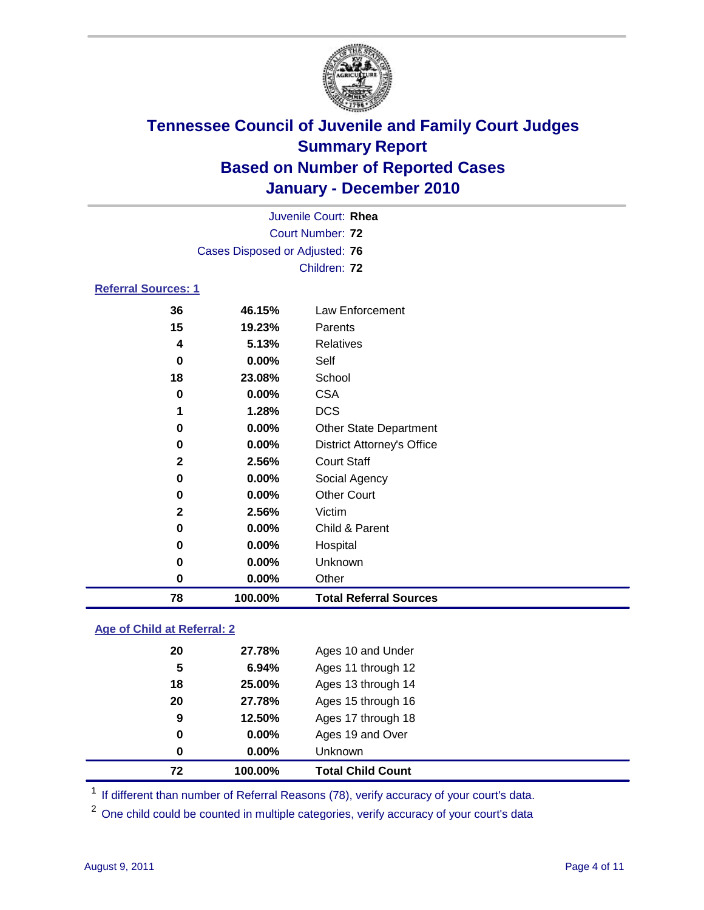# Tennessee Council of Juvenile and Family Court Judges
## Summary Report
## Based on Number of Reported Cases
## January - December 2010

Juvenile Court: **Rhea**
Court Number: **72**
Cases Disposed or Adjusted: **76**
Children: **72**

### Referral Sources: 1

| Count | Percent | Source |
|---|---|---|
| 36 | 46.15% | Law Enforcement |
| 15 | 19.23% | Parents |
| 4 | 5.13% | Relatives |
| 0 | 0.00% | Self |
| 18 | 23.08% | School |
| 0 | 0.00% | CSA |
| 1 | 1.28% | DCS |
| 0 | 0.00% | Other State Department |
| 0 | 0.00% | District Attorney's Office |
| 2 | 2.56% | Court Staff |
| 0 | 0.00% | Social Agency |
| 0 | 0.00% | Other Court |
| 2 | 2.56% | Victim |
| 0 | 0.00% | Child & Parent |
| 0 | 0.00% | Hospital |
| 0 | 0.00% | Unknown |
| 0 | 0.00% | Other |
| **78** | **100.00%** | **Total Referral Sources** |

### Age of Child at Referral: 2

| Count | Percent | Age |
|---|---|---|
| 20 | 27.78% | Ages 10 and Under |
| 5 | 6.94% | Ages 11 through 12 |
| 18 | 25.00% | Ages 13 through 14 |
| 20 | 27.78% | Ages 15 through 16 |
| 9 | 12.50% | Ages 17 through 18 |
| 0 | 0.00% | Ages 19 and Over |
| 0 | 0.00% | Unknown |
| **72** | **100.00%** | **Total Child Count** |

[1] If different than number of Referral Reasons (78), verify accuracy of your court's data.

[2] One child could be counted in multiple categories, verify accuracy of your court's data

August 9, 2011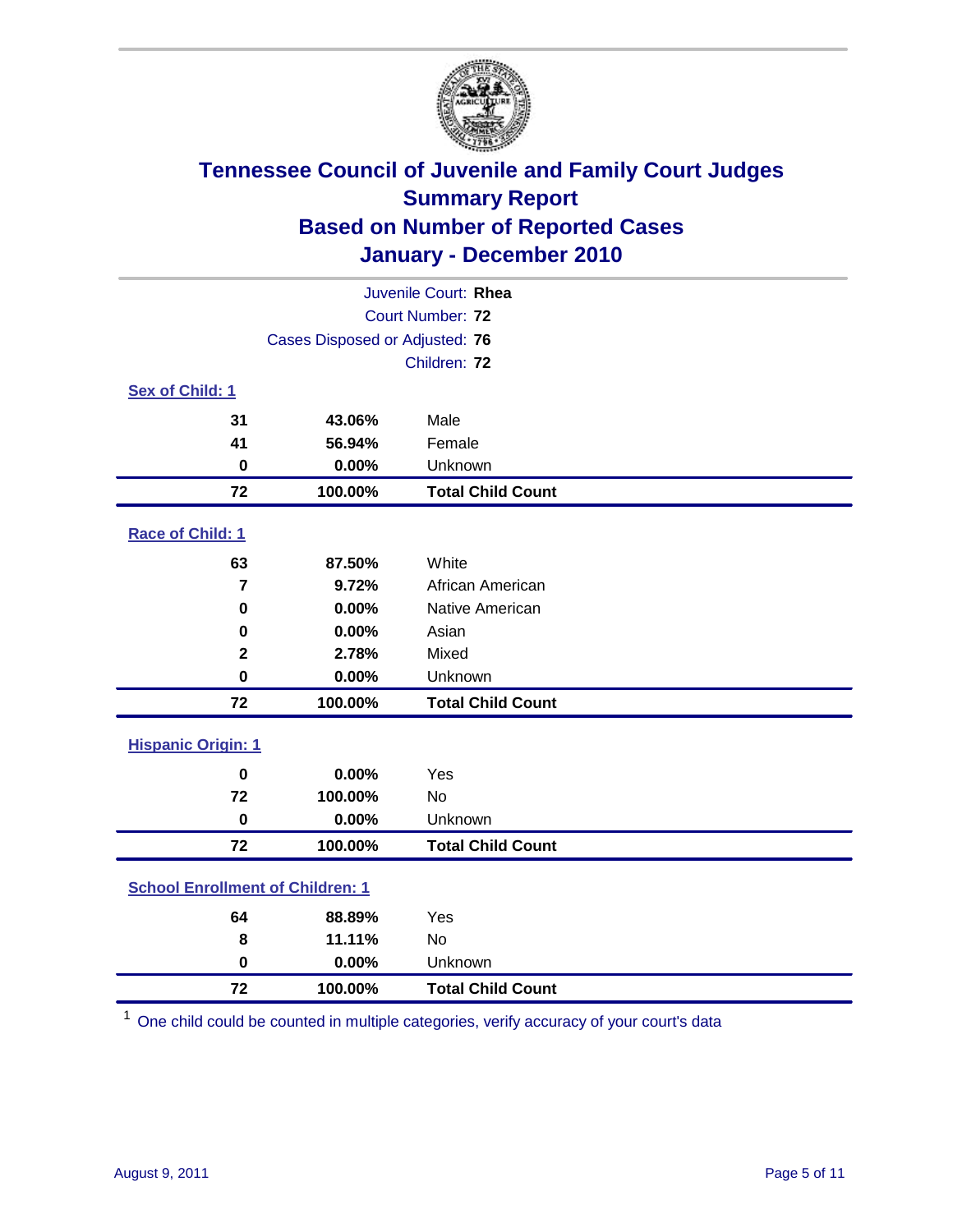# Tennessee Council of Juvenile and Family Court Judges
## Summary Report
## Based on Number of Reported Cases
## January - December 2010

Juvenile Court: **Rhea**
Court Number: **72**
Cases Disposed or Adjusted: **76**
Children: **72**

### Sex of Child: 1

| | | |
|---|---|---|
| 31 | 43.06% | Male |
| 41 | 56.94% | Female |
| 0 | 0.00% | Unknown |
| **72** | **100.00%** | **Total Child Count** |

### Race of Child: 1

| | | |
|---|---|---|
| 63 | 87.50% | White |
| 7 | 9.72% | African American |
| 0 | 0.00% | Native American |
| 0 | 0.00% | Asian |
| 2 | 2.78% | Mixed |
| 0 | 0.00% | Unknown |
| **72** | **100.00%** | **Total Child Count** |

### Hispanic Origin: 1

| | | |
|---|---|---|
| 0 | 0.00% | Yes |
| 72 | 100.00% | No |
| 0 | 0.00% | Unknown |
| **72** | **100.00%** | **Total Child Count** |

### School Enrollment of Children: 1

| | | |
|---|---|---|
| 64 | 88.89% | Yes |
| 8 | 11.11% | No |
| 0 | 0.00% | Unknown |
| **72** | **100.00%** | **Total Child Count** |

[1] One child could be counted in multiple categories, verify accuracy of your court's data

August 9, 2011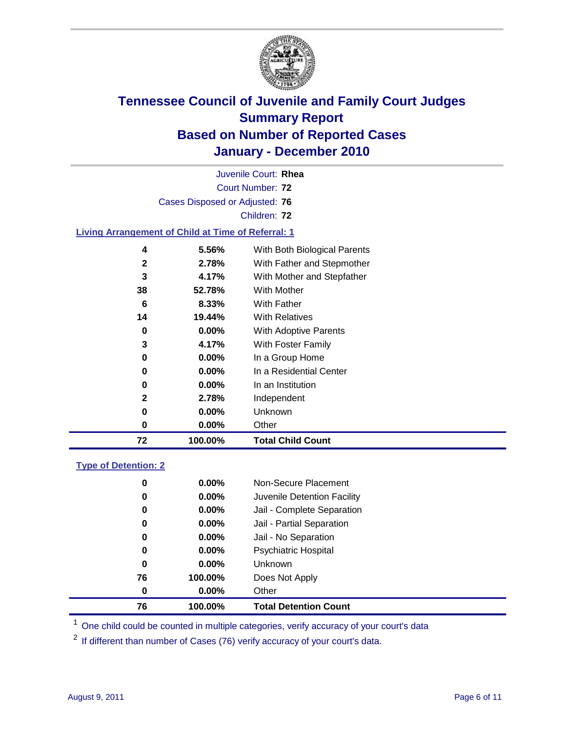# Tennessee Council of Juvenile and Family Court Judges
## Summary Report
## Based on Number of Reported Cases
## January - December 2010

Juvenile Court: **Rhea**
Court Number: **72**
Cases Disposed or Adjusted: **76**
Children: **72**

### Living Arrangement of Child at Time of Referral: 1

| Count | Percent | Category |
|---|---|---|
| 4 | 5.56% | With Both Biological Parents |
| 2 | 2.78% | With Father and Stepmother |
| 3 | 4.17% | With Mother and Stepfather |
| 38 | 52.78% | With Mother |
| 6 | 8.33% | With Father |
| 14 | 19.44% | With Relatives |
| 0 | 0.00% | With Adoptive Parents |
| 3 | 4.17% | With Foster Family |
| 0 | 0.00% | In a Group Home |
| 0 | 0.00% | In a Residential Center |
| 0 | 0.00% | In an Institution |
| 2 | 2.78% | Independent |
| 0 | 0.00% | Unknown |
| 0 | 0.00% | Other |
| **72** | **100.00%** | **Total Child Count** |

### Type of Detention: 2

| Count | Percent | Category |
|---|---|---|
| 0 | 0.00% | Non-Secure Placement |
| 0 | 0.00% | Juvenile Detention Facility |
| 0 | 0.00% | Jail - Complete Separation |
| 0 | 0.00% | Jail - Partial Separation |
| 0 | 0.00% | Jail - No Separation |
| 0 | 0.00% | Psychiatric Hospital |
| 0 | 0.00% | Unknown |
| 76 | 100.00% | Does Not Apply |
| 0 | 0.00% | Other |
| **76** | **100.00%** | **Total Detention Count** |

[1] One child could be counted in multiple categories, verify accuracy of your court's data

[2] If different than number of Cases (76) verify accuracy of your court's data.

August 9, 2011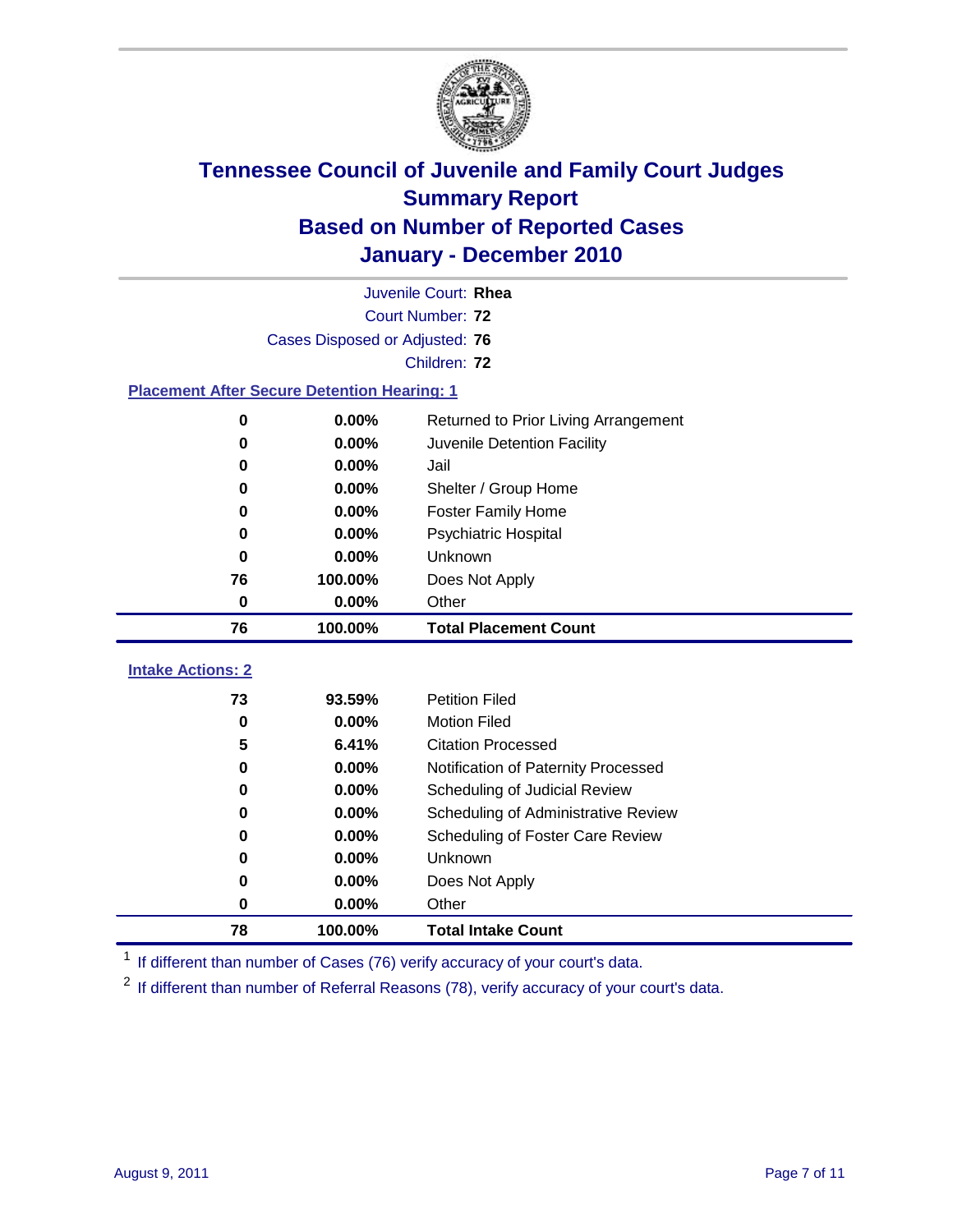# Tennessee Council of Juvenile and Family Court Judges
## Summary Report
## Based on Number of Reported Cases
## January - December 2010

Juvenile Court: **Rhea**
Court Number: **72**
Cases Disposed or Adjusted: **76**
Children: **72**

### Placement After Secure Detention Hearing: 1

| Count | Percent | Placement |
|---|---|---|
| 0 | 0.00% | Returned to Prior Living Arrangement |
| 0 | 0.00% | Juvenile Detention Facility |
| 0 | 0.00% | Jail |
| 0 | 0.00% | Shelter / Group Home |
| 0 | 0.00% | Foster Family Home |
| 0 | 0.00% | Psychiatric Hospital |
| 0 | 0.00% | Unknown |
| 76 | 100.00% | Does Not Apply |
| 0 | 0.00% | Other |
| **76** | **100.00%** | **Total Placement Count** |

### Intake Actions: 2

| Count | Percent | Intake Action |
|---|---|---|
| 73 | 93.59% | Petition Filed |
| 0 | 0.00% | Motion Filed |
| 5 | 6.41% | Citation Processed |
| 0 | 0.00% | Notification of Paternity Processed |
| 0 | 0.00% | Scheduling of Judicial Review |
| 0 | 0.00% | Scheduling of Administrative Review |
| 0 | 0.00% | Scheduling of Foster Care Review |
| 0 | 0.00% | Unknown |
| 0 | 0.00% | Does Not Apply |
| 0 | 0.00% | Other |
| **78** | **100.00%** | **Total Intake Count** |

[1] If different than number of Cases (76) verify accuracy of your court's data.

[2] If different than number of Referral Reasons (78), verify accuracy of your court's data.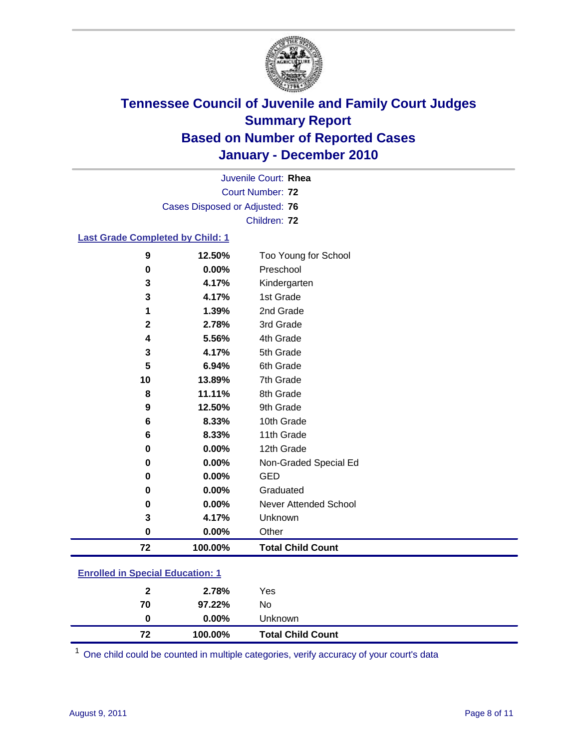# Tennessee Council of Juvenile and Family Court Judges
## Summary Report
## Based on Number of Reported Cases
## January - December 2010

Juvenile Court: **Rhea**
Court Number: **72**
Cases Disposed or Adjusted: **76**
Children: **72**

### Last Grade Completed by Child: 1

| Count | Percent | Category |
|---|---|---|
| 9 | 12.50% | Too Young for School |
| 0 | 0.00% | Preschool |
| 3 | 4.17% | Kindergarten |
| 3 | 4.17% | 1st Grade |
| 1 | 1.39% | 2nd Grade |
| 2 | 2.78% | 3rd Grade |
| 4 | 5.56% | 4th Grade |
| 3 | 4.17% | 5th Grade |
| 5 | 6.94% | 6th Grade |
| 10 | 13.89% | 7th Grade |
| 8 | 11.11% | 8th Grade |
| 9 | 12.50% | 9th Grade |
| 6 | 8.33% | 10th Grade |
| 6 | 8.33% | 11th Grade |
| 0 | 0.00% | 12th Grade |
| 0 | 0.00% | Non-Graded Special Ed |
| 0 | 0.00% | GED |
| 0 | 0.00% | Graduated |
| 0 | 0.00% | Never Attended School |
| 3 | 4.17% | Unknown |
| 0 | 0.00% | Other |
| **72** | **100.00%** | **Total Child Count** |

### Enrolled in Special Education: 1

| Count | Percent | Category |
|---|---|---|
| 2 | 2.78% | Yes |
| 70 | 97.22% | No |
| 0 | 0.00% | Unknown |
| **72** | **100.00%** | **Total Child Count** |

[1] One child could be counted in multiple categories, verify accuracy of your court's data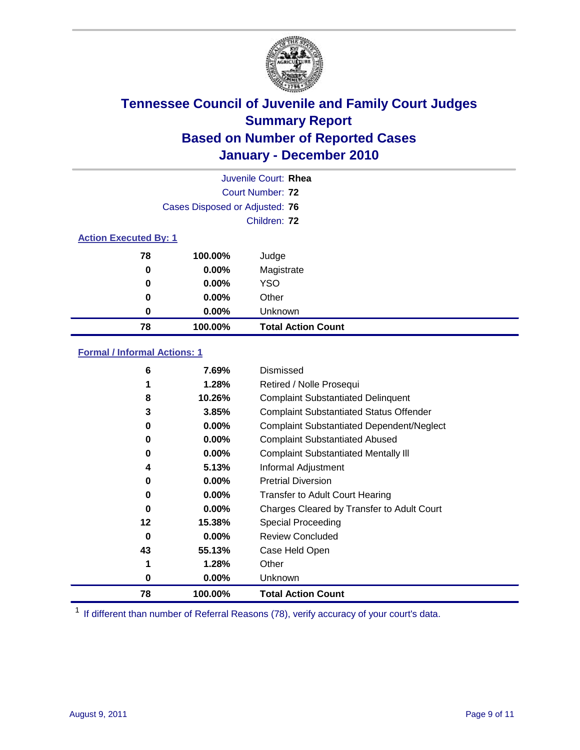# Tennessee Council of Juvenile and Family Court Judges
## Summary Report
## Based on Number of Reported Cases
## January - December 2010

Juvenile Court: **Rhea**
Court Number: **72**
Cases Disposed or Adjusted: **76**
Children: **72**

### Action Executed By: 1

| | | |
|---|---|---|
| 78 | 100.00% | Judge |
| 0 | 0.00% | Magistrate |
| 0 | 0.00% | YSO |
| 0 | 0.00% | Other |
| 0 | 0.00% | Unknown |
| **78** | **100.00%** | **Total Action Count** |

### Formal / Informal Actions: 1

| | | |
|---|---|---|
| 6 | 7.69% | Dismissed |
| 1 | 1.28% | Retired / Nolle Prosequi |
| 8 | 10.26% | Complaint Substantiated Delinquent |
| 3 | 3.85% | Complaint Substantiated Status Offender |
| 0 | 0.00% | Complaint Substantiated Dependent/Neglect |
| 0 | 0.00% | Complaint Substantiated Abused |
| 0 | 0.00% | Complaint Substantiated Mentally Ill |
| 4 | 5.13% | Informal Adjustment |
| 0 | 0.00% | Pretrial Diversion |
| 0 | 0.00% | Transfer to Adult Court Hearing |
| 0 | 0.00% | Charges Cleared by Transfer to Adult Court |
| 12 | 15.38% | Special Proceeding |
| 0 | 0.00% | Review Concluded |
| 43 | 55.13% | Case Held Open |
| 1 | 1.28% | Other |
| 0 | 0.00% | Unknown |
| **78** | **100.00%** | **Total Action Count** |

[1] If different than number of Referral Reasons (78), verify accuracy of your court's data.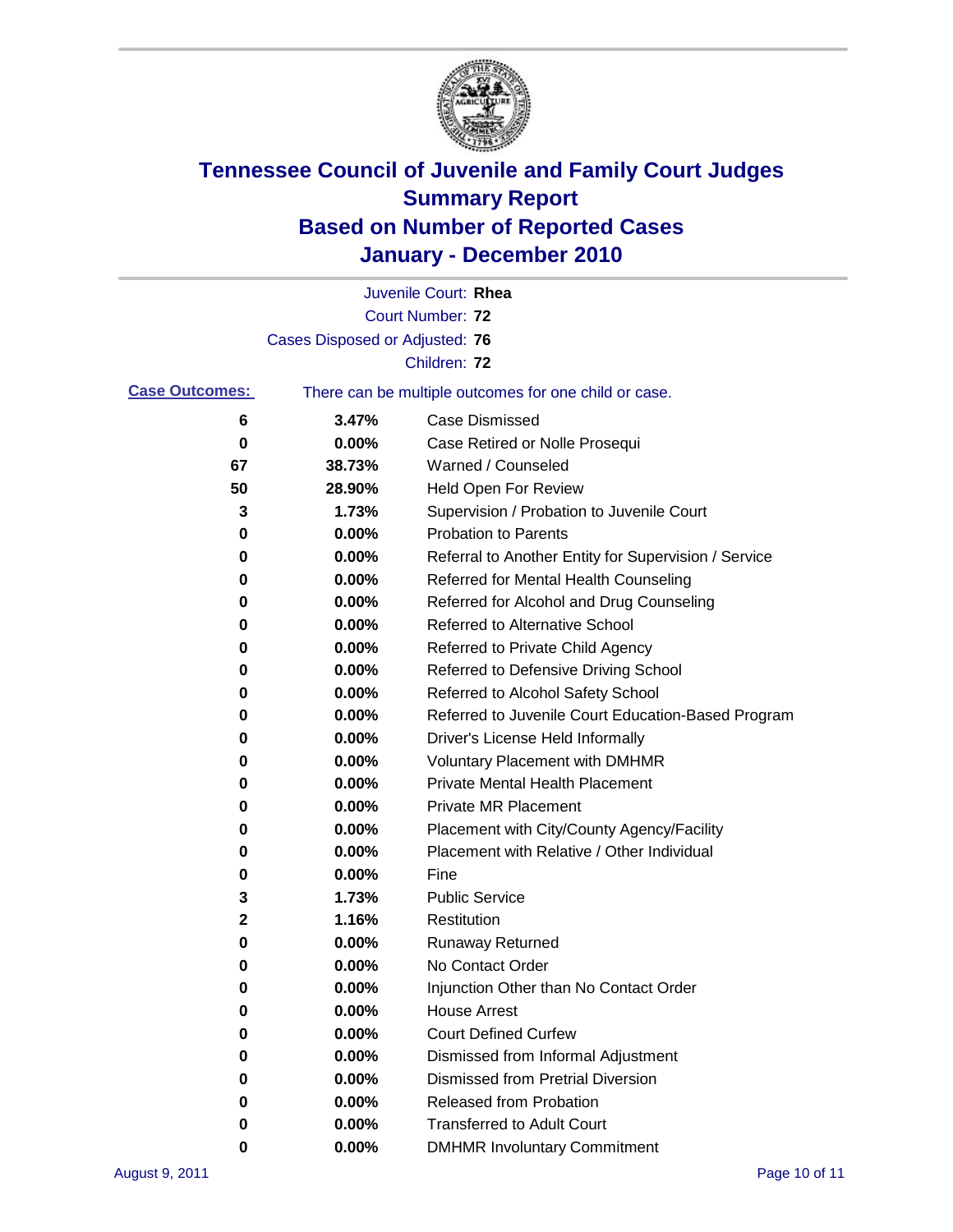# Tennessee Council of Juvenile and Family Court Judges
# Summary Report
# Based on Number of Reported Cases
# January - December 2010

Juvenile Court: **Rhea**
Court Number: **72**
Cases Disposed or Adjusted: **76**
Children: **72**

**Case Outcomes:** There can be multiple outcomes for one child or case.

| | | |
|---|---|---|
| 6 | 3.47% | Case Dismissed |
| 0 | 0.00% | Case Retired or Nolle Prosequi |
| 67 | 38.73% | Warned / Counseled |
| 50 | 28.90% | Held Open For Review |
| 3 | 1.73% | Supervision / Probation to Juvenile Court |
| 0 | 0.00% | Probation to Parents |
| 0 | 0.00% | Referral to Another Entity for Supervision / Service |
| 0 | 0.00% | Referred for Mental Health Counseling |
| 0 | 0.00% | Referred for Alcohol and Drug Counseling |
| 0 | 0.00% | Referred to Alternative School |
| 0 | 0.00% | Referred to Private Child Agency |
| 0 | 0.00% | Referred to Defensive Driving School |
| 0 | 0.00% | Referred to Alcohol Safety School |
| 0 | 0.00% | Referred to Juvenile Court Education-Based Program |
| 0 | 0.00% | Driver's License Held Informally |
| 0 | 0.00% | Voluntary Placement with DMHMR |
| 0 | 0.00% | Private Mental Health Placement |
| 0 | 0.00% | Private MR Placement |
| 0 | 0.00% | Placement with City/County Agency/Facility |
| 0 | 0.00% | Placement with Relative / Other Individual |
| 0 | 0.00% | Fine |
| 3 | 1.73% | Public Service |
| 2 | 1.16% | Restitution |
| 0 | 0.00% | Runaway Returned |
| 0 | 0.00% | No Contact Order |
| 0 | 0.00% | Injunction Other than No Contact Order |
| 0 | 0.00% | House Arrest |
| 0 | 0.00% | Court Defined Curfew |
| 0 | 0.00% | Dismissed from Informal Adjustment |
| 0 | 0.00% | Dismissed from Pretrial Diversion |
| 0 | 0.00% | Released from Probation |
| 0 | 0.00% | Transferred to Adult Court |
| 0 | 0.00% | DMHMR Involuntary Commitment |

August 9, 2011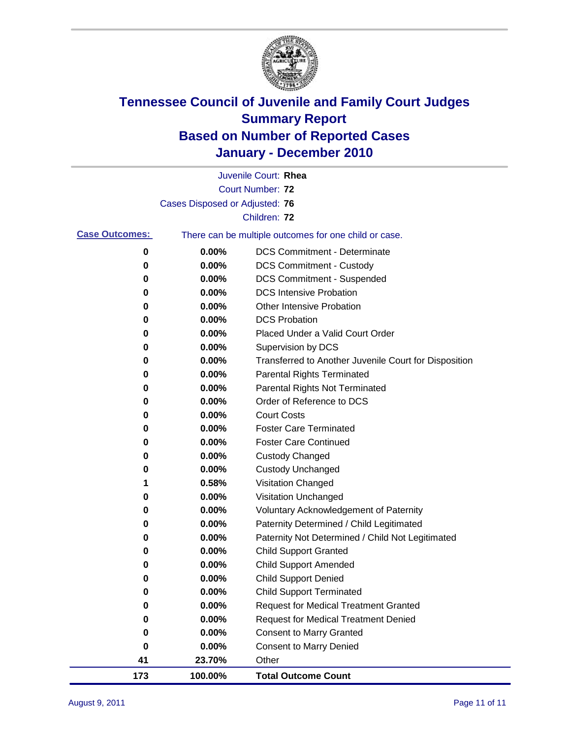# Tennessee Council of Juvenile and Family Court Judges
## Summary Report
## Based on Number of Reported Cases
## January - December 2010

Juvenile Court: **Rhea**

Court Number: **72**

Cases Disposed or Adjusted: **76**

Children: **72**

**Case Outcomes:** There can be multiple outcomes for one child or case.

| | | |
|---|---|---|
| 0 | 0.00% | DCS Commitment - Determinate |
| 0 | 0.00% | DCS Commitment - Custody |
| 0 | 0.00% | DCS Commitment - Suspended |
| 0 | 0.00% | DCS Intensive Probation |
| 0 | 0.00% | Other Intensive Probation |
| 0 | 0.00% | DCS Probation |
| 0 | 0.00% | Placed Under a Valid Court Order |
| 0 | 0.00% | Supervision by DCS |
| 0 | 0.00% | Transferred to Another Juvenile Court for Disposition |
| 0 | 0.00% | Parental Rights Terminated |
| 0 | 0.00% | Parental Rights Not Terminated |
| 0 | 0.00% | Order of Reference to DCS |
| 0 | 0.00% | Court Costs |
| 0 | 0.00% | Foster Care Terminated |
| 0 | 0.00% | Foster Care Continued |
| 0 | 0.00% | Custody Changed |
| 0 | 0.00% | Custody Unchanged |
| 1 | 0.58% | Visitation Changed |
| 0 | 0.00% | Visitation Unchanged |
| 0 | 0.00% | Voluntary Acknowledgement of Paternity |
| 0 | 0.00% | Paternity Determined / Child Legitimated |
| 0 | 0.00% | Paternity Not Determined / Child Not Legitimated |
| 0 | 0.00% | Child Support Granted |
| 0 | 0.00% | Child Support Amended |
| 0 | 0.00% | Child Support Denied |
| 0 | 0.00% | Child Support Terminated |
| 0 | 0.00% | Request for Medical Treatment Granted |
| 0 | 0.00% | Request for Medical Treatment Denied |
| 0 | 0.00% | Consent to Marry Granted |
| 0 | 0.00% | Consent to Marry Denied |
| 41 | 23.70% | Other |
| **173** | **100.00%** | **Total Outcome Count** |